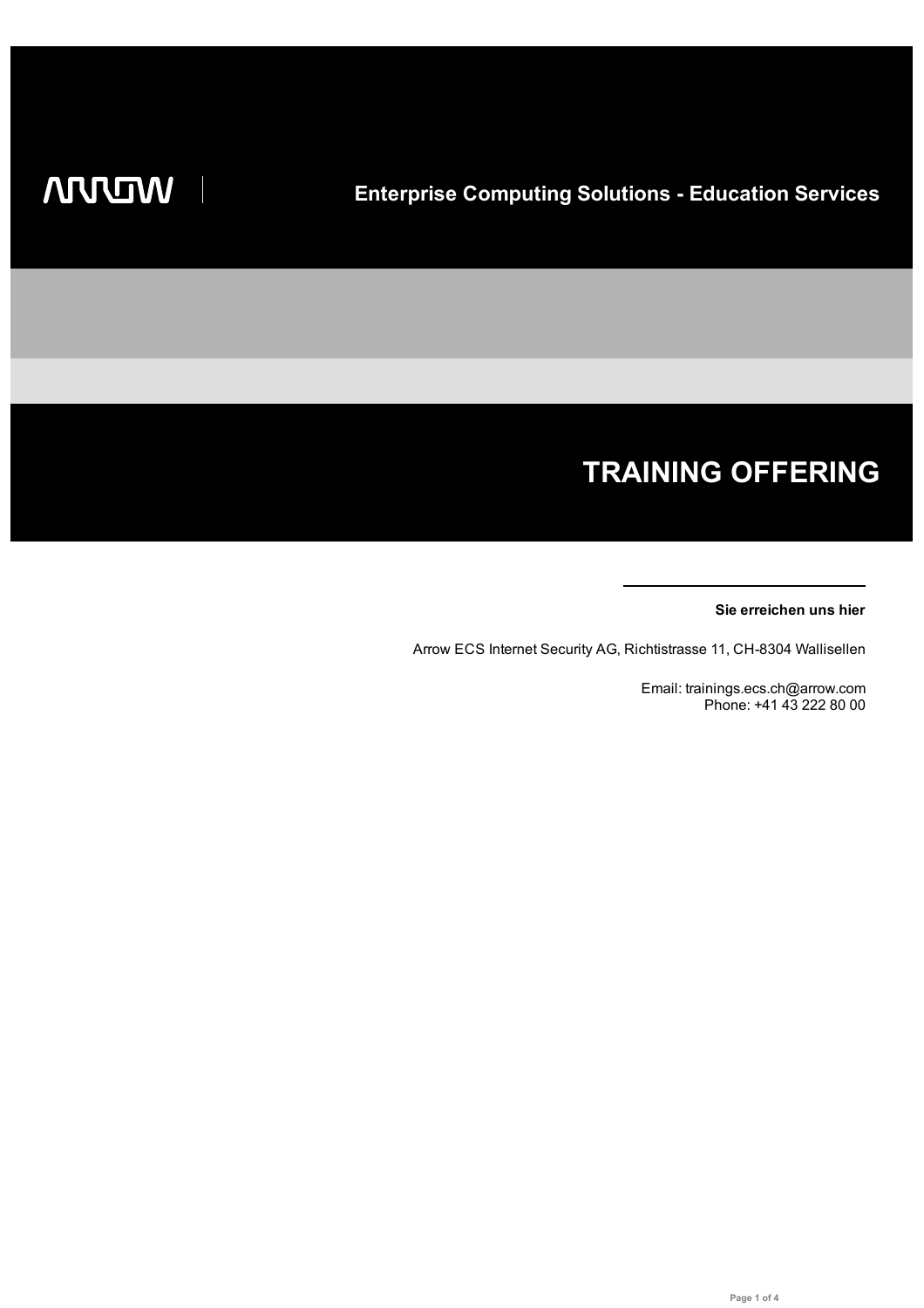ARROW

# Enterprise Computing Solutions - Education Services

# TRAINING OFFERING

**Sie erreichen uns hier**

Arrow ECS Internet Security AG, Richtistrasse 11, CH-8304 Wallisellen

Email: trainings.ecs.ch@arrow.com
Phone: +41 43 222 80 00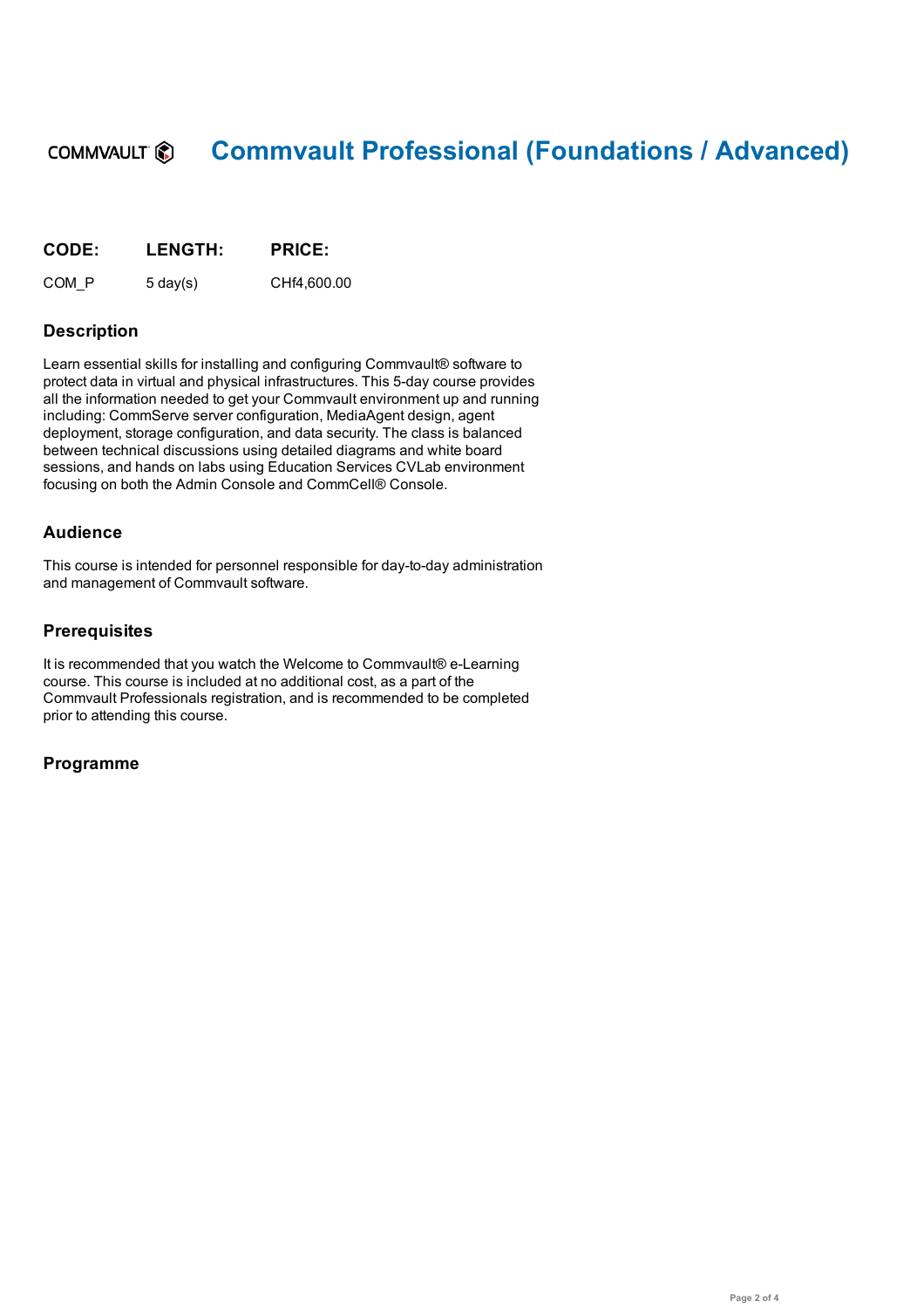# Commvault Professional (Foundations / Advanced)

| CODE: | LENGTH: | PRICE: |
| --- | --- | --- |
| COM_P | 5 day(s) | CHf4,600.00 |

## Description

Learn essential skills for installing and configuring Commvault® software to protect data in virtual and physical infrastructures. This 5-day course provides all the information needed to get your Commvault environment up and running including: CommServe server configuration, MediaAgent design, agent deployment, storage configuration, and data security. The class is balanced between technical discussions using detailed diagrams and white board sessions, and hands on labs using Education Services CVLab environment focusing on both the Admin Console and CommCell® Console.

## Audience

This course is intended for personnel responsible for day-to-day administration and management of Commvault software.

## Prerequisites

It is recommended that you watch the Welcome to Commvault® e-Learning course. This course is included at no additional cost, as a part of the Commvault Professionals registration, and is recommended to be completed prior to attending this course.

## Programme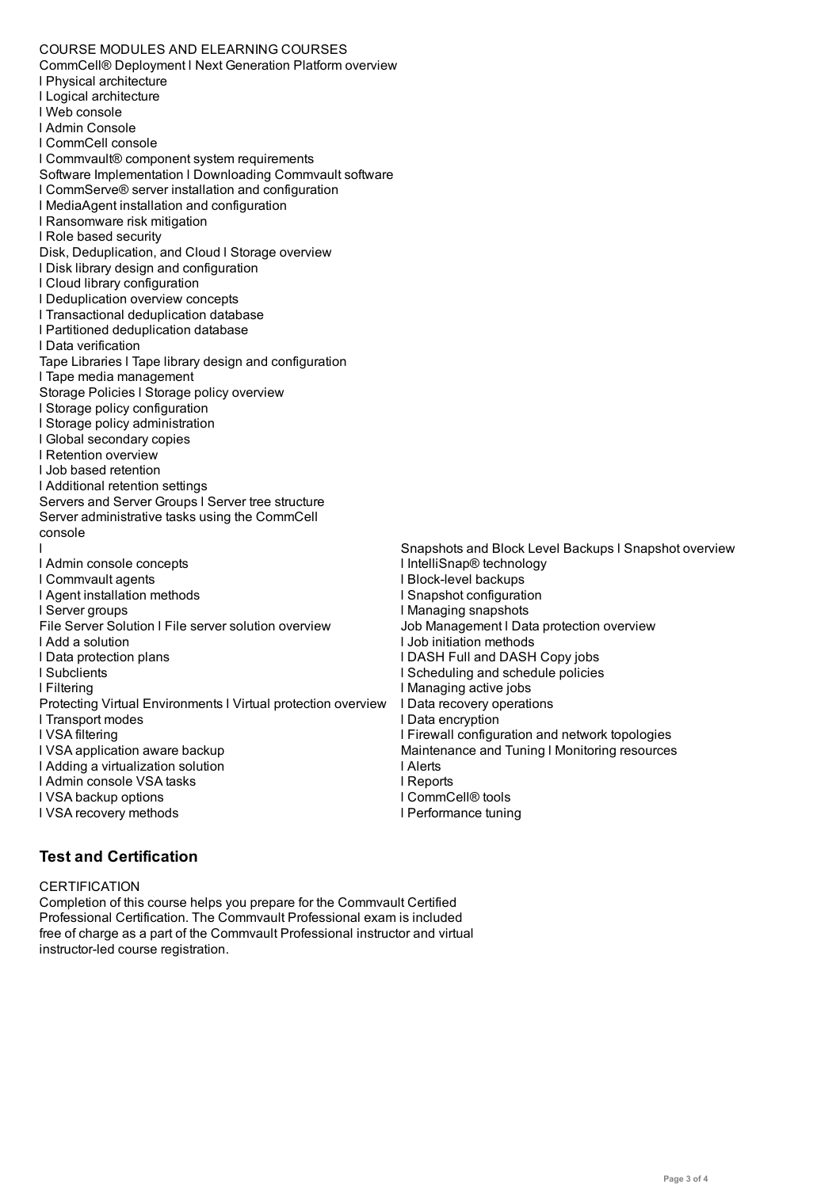COURSE MODULES AND ELEARNING COURSES

CommCell® Deployment l Next Generation Platform overview
l Physical architecture
l Logical architecture
l Web console
l Admin Console
l CommCell console
l Commvault® component system requirements

Software Implementation l Downloading Commvault software
l CommServe® server installation and configuration
l MediaAgent installation and configuration
l Ransomware risk mitigation
l Role based security

Disk, Deduplication, and Cloud l Storage overview
l Disk library design and configuration
l Cloud library configuration
l Deduplication overview concepts
l Transactional deduplication database
l Partitioned deduplication database
l Data verification

Tape Libraries l Tape library design and configuration
l Tape media management

Storage Policies l Storage policy overview
l Storage policy configuration
l Storage policy administration
l Global secondary copies
l Retention overview
l Job based retention
l Additional retention settings

Servers and Server Groups l Server tree structure
Server administrative tasks using the CommCell console
l
l Admin console concepts
l Commvault agents
l Agent installation methods
l Server groups

File Server Solution l File server solution overview
l Add a solution
l Data protection plans
l Subclients
l Filtering

Protecting Virtual Environments l Virtual protection overview
l Transport modes
l VSA filtering
l VSA application aware backup
l Adding a virtualization solution
l Admin console VSA tasks
l VSA backup options
l VSA recovery methods

Snapshots and Block Level Backups l Snapshot overview
l IntelliSnap® technology
l Block-level backups
l Snapshot configuration
l Managing snapshots

Job Management l Data protection overview
l Job initiation methods
l DASH Full and DASH Copy jobs
l Scheduling and schedule policies
l Managing active jobs
l Data recovery operations
l Data encryption
l Firewall configuration and network topologies

Maintenance and Tuning l Monitoring resources
l Alerts
l Reports
l CommCell® tools
l Performance tuning

## Test and Certification

CERTIFICATION

Completion of this course helps you prepare for the Commvault Certified Professional Certification. The Commvault Professional exam is included free of charge as a part of the Commvault Professional instructor and virtual instructor-led course registration.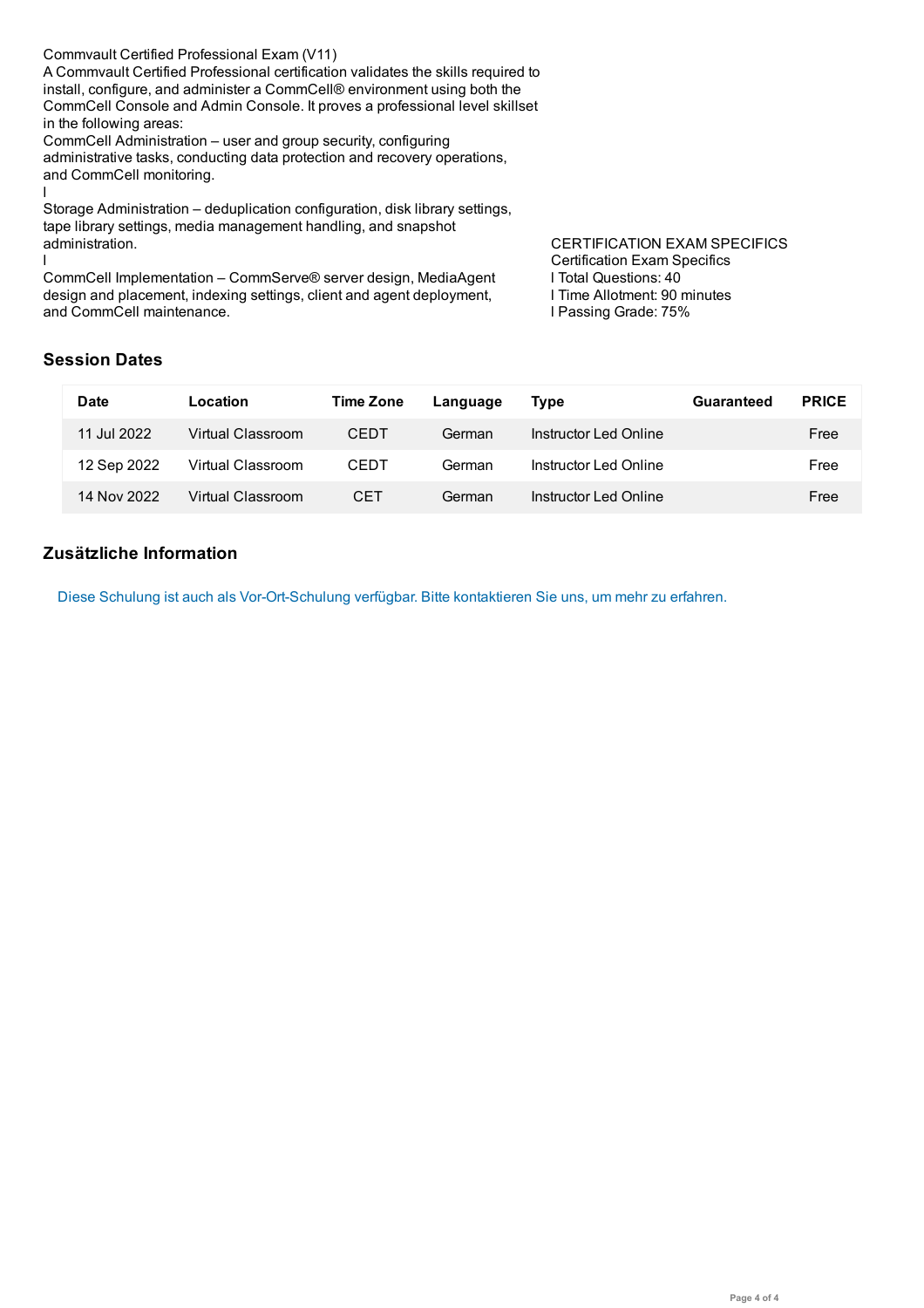Commvault Certified Professional Exam (V11)
A Commvault Certified Professional certification validates the skills required to install, configure, and administer a CommCell® environment using both the CommCell Console and Admin Console. It proves a professional level skillset in the following areas:
CommCell Administration – user and group security, configuring administrative tasks, conducting data protection and recovery operations, and CommCell monitoring.
l
Storage Administration – deduplication configuration, disk library settings, tape library settings, media management handling, and snapshot administration.
l
CommCell Implementation – CommServe® server design, MediaAgent design and placement, indexing settings, client and agent deployment, and CommCell maintenance.

CERTIFICATION EXAM SPECIFICS
Certification Exam Specifics
l Total Questions: 40
l Time Allotment: 90 minutes
l Passing Grade: 75%

## Session Dates

| Date | Location | Time Zone | Language | Type | Guaranteed | PRICE |
|---|---|---|---|---|---|---|
| 11 Jul 2022 | Virtual Classroom | CEDT | German | Instructor Led Online | | Free |
| 12 Sep 2022 | Virtual Classroom | CEDT | German | Instructor Led Online | | Free |
| 14 Nov 2022 | Virtual Classroom | CET | German | Instructor Led Online | | Free |

## Zusätzliche Information

Diese Schulung ist auch als Vor-Ort-Schulung verfügbar. Bitte kontaktieren Sie uns, um mehr zu erfahren.